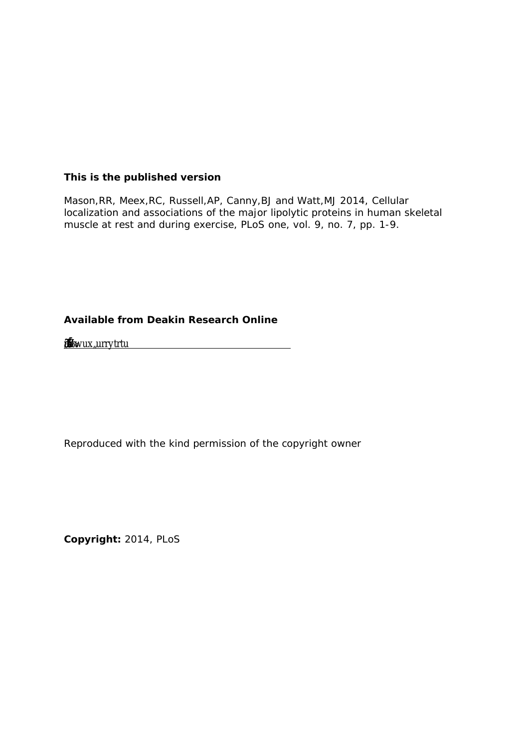**This is the published version**

Mason,RR, Meex,RC, Russell,AP, Canny,BJ and Watt,MJ 2014, Cellular localization and associations of the major lipolytic proteins in human skeletal muscle at rest and during exercise, PLoS one, vol. 9, no. 7, pp. 1-9.

**Available from Deakin Research Online**

http://hdl.handle.net/10536/DRO/DU:30066515

Reproduced with the kind permission of the copyright owner

**Copyright:** 2014, PLoS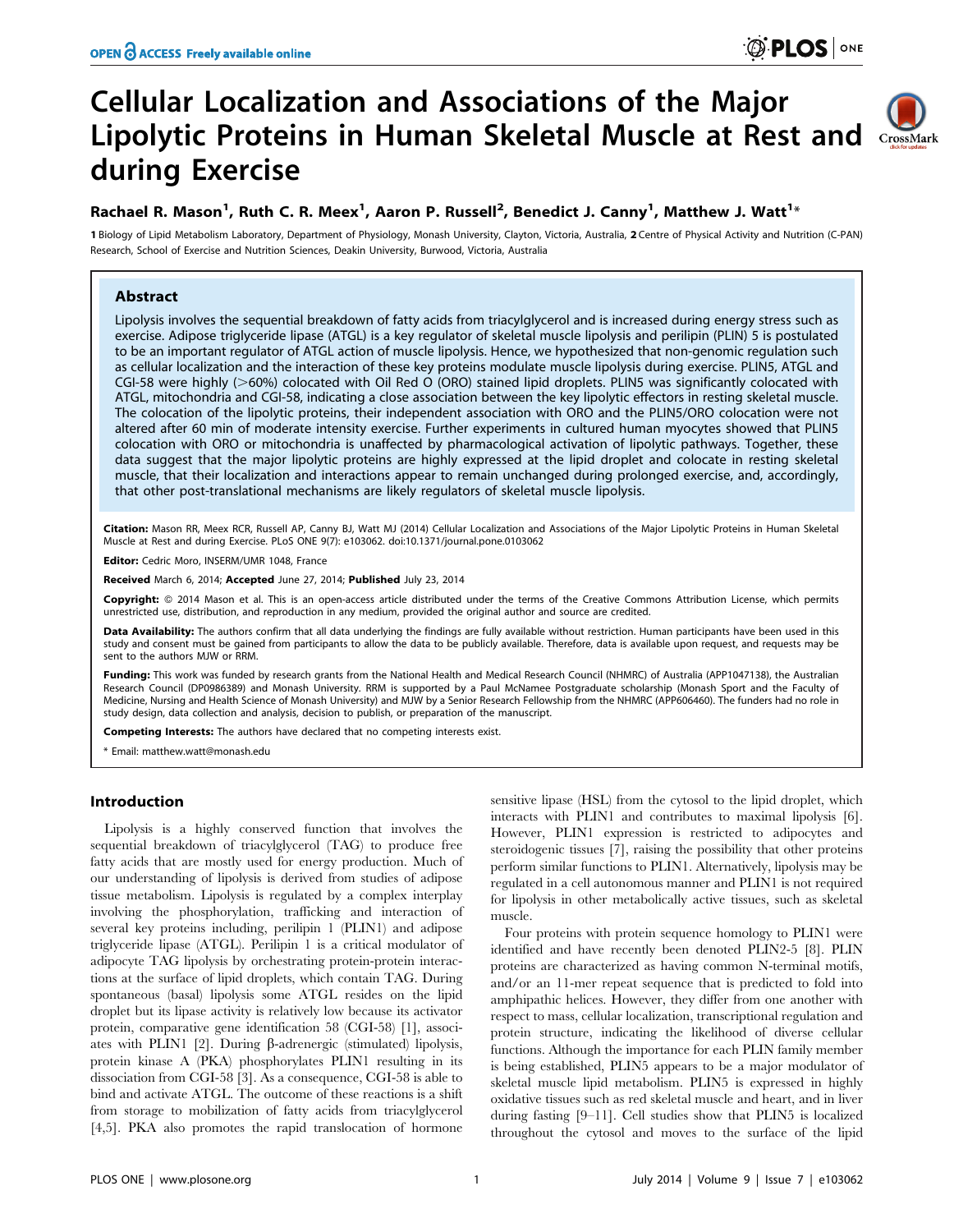# Cellular Localization and Associations of the Major Lipolytic Proteins in Human Skeletal Muscle at Rest and during Exercise

**Rachael R. Mason[1], Ruth C. R. Meex[1], Aaron P. Russell[2], Benedict J. Canny[1], Matthew J. Watt[1]***

1 Biology of Lipid Metabolism Laboratory, Department of Physiology, Monash University, Clayton, Victoria, Australia, 2 Centre of Physical Activity and Nutrition (C-PAN) Research, School of Exercise and Nutrition Sciences, Deakin University, Burwood, Victoria, Australia

## Abstract

Lipolysis involves the sequential breakdown of fatty acids from triacylglycerol and is increased during energy stress such as exercise. Adipose triglyceride lipase (ATGL) is a key regulator of skeletal muscle lipolysis and perilipin (PLIN) 5 is postulated to be an important regulator of ATGL action of muscle lipolysis. Hence, we hypothesized that non-genomic regulation such as cellular localization and the interaction of these key proteins modulate muscle lipolysis during exercise. PLIN5, ATGL and CGI-58 were highly (>60%) colocated with Oil Red O (ORO) stained lipid droplets. PLIN5 was significantly colocated with ATGL, mitochondria and CGI-58, indicating a close association between the key lipolytic effectors in resting skeletal muscle. The colocation of the lipolytic proteins, their independent association with ORO and the PLIN5/ORO colocation were not altered after 60 min of moderate intensity exercise. Further experiments in cultured human myocytes showed that PLIN5 colocation with ORO or mitochondria is unaffected by pharmacological activation of lipolytic pathways. Together, these data suggest that the major lipolytic proteins are highly expressed at the lipid droplet and colocate in resting skeletal muscle, that their localization and interactions appear to remain unchanged during prolonged exercise, and, accordingly, that other post-translational mechanisms are likely regulators of skeletal muscle lipolysis.

**Citation:** Mason RR, Meex RCR, Russell AP, Canny BJ, Watt MJ (2014) Cellular Localization and Associations of the Major Lipolytic Proteins in Human Skeletal Muscle at Rest and during Exercise. PLoS ONE 9(7): e103062. doi:10.1371/journal.pone.0103062

**Editor:** Cedric Moro, INSERM/UMR 1048, France

**Received** March 6, 2014; **Accepted** June 27, 2014; **Published** July 23, 2014

**Copyright:** © 2014 Mason et al. This is an open-access article distributed under the terms of the Creative Commons Attribution License, which permits unrestricted use, distribution, and reproduction in any medium, provided the original author and source are credited.

**Data Availability:** The authors confirm that all data underlying the findings are fully available without restriction. Human participants have been used in this study and consent must be gained from participants to allow the data to be publicly available. Therefore, data is available upon request, and requests may be sent to the authors MJW or RRM.

**Funding:** This work was funded by research grants from the National Health and Medical Research Council (NHMRC) of Australia (APP1047138), the Australian Research Council (DP0986389) and Monash University. RRM is supported by a Paul McNamee Postgraduate scholarship (Monash Sport and the Faculty of Medicine, Nursing and Health Science of Monash University) and MJW by a Senior Research Fellowship from the NHMRC (APP606460). The funders had no role in study design, data collection and analysis, decision to publish, or preparation of the manuscript.

**Competing Interests:** The authors have declared that no competing interests exist.

* Email: matthew.watt@monash.edu

## Introduction

Lipolysis is a highly conserved function that involves the sequential breakdown of triacylglycerol (TAG) to produce free fatty acids that are mostly used for energy production. Much of our understanding of lipolysis is derived from studies of adipose tissue metabolism. Lipolysis is regulated by a complex interplay involving the phosphorylation, trafficking and interaction of several key proteins including, perilipin 1 (PLIN1) and adipose triglyceride lipase (ATGL). Perilipin 1 is a critical modulator of adipocyte TAG lipolysis by orchestrating protein-protein interactions at the surface of lipid droplets, which contain TAG. During spontaneous (basal) lipolysis some ATGL resides on the lipid droplet but its lipase activity is relatively low because its activator protein, comparative gene identification 58 (CGI-58) [1], associates with PLIN1 [2]. During β-adrenergic (stimulated) lipolysis, protein kinase A (PKA) phosphorylates PLIN1 resulting in its dissociation from CGI-58 [3]. As a consequence, CGI-58 is able to bind and activate ATGL. The outcome of these reactions is a shift from storage to mobilization of fatty acids from triacylglycerol [4,5]. PKA also promotes the rapid translocation of hormone sensitive lipase (HSL) from the cytosol to the lipid droplet, which interacts with PLIN1 and contributes to maximal lipolysis [6]. However, PLIN1 expression is restricted to adipocytes and steroidogenic tissues [7], raising the possibility that other proteins perform similar functions to PLIN1. Alternatively, lipolysis may be regulated in a cell autonomous manner and PLIN1 is not required for lipolysis in other metabolically active tissues, such as skeletal muscle.

Four proteins with protein sequence homology to PLIN1 were identified and have recently been denoted PLIN2-5 [8]. PLIN proteins are characterized as having common N-terminal motifs, and/or an 11-mer repeat sequence that is predicted to fold into amphipathic helices. However, they differ from one another with respect to mass, cellular localization, transcriptional regulation and protein structure, indicating the likelihood of diverse cellular functions. Although the importance for each PLIN family member is being established, PLIN5 appears to be a major modulator of skeletal muscle lipid metabolism. PLIN5 is expressed in highly oxidative tissues such as red skeletal muscle and heart, and in liver during fasting [9–11]. Cell studies show that PLIN5 is localized throughout the cytosol and moves to the surface of the lipid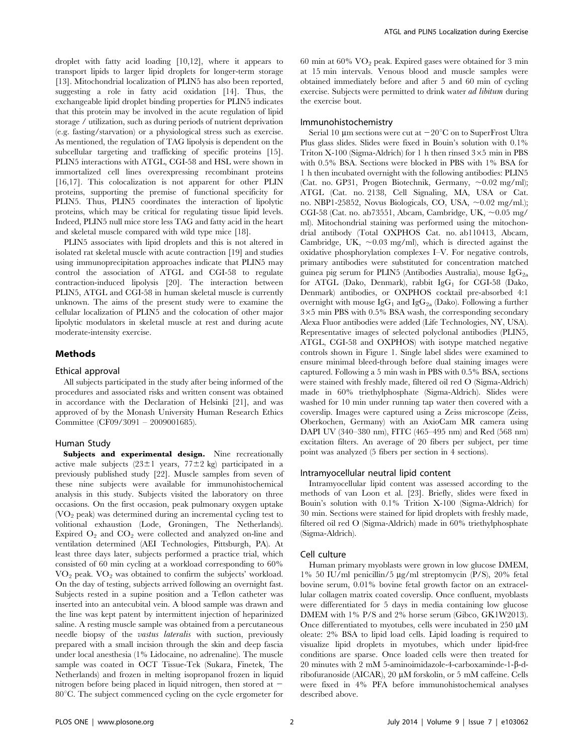droplet with fatty acid loading [10,12], where it appears to transport lipids to larger lipid droplets for longer-term storage [13]. Mitochondrial localization of PLIN5 has also been reported, suggesting a role in fatty acid oxidation [14]. Thus, the exchangeable lipid droplet binding properties for PLIN5 indicates that this protein may be involved in the acute regulation of lipid storage / utilization, such as during periods of nutrient deprivation (e.g. fasting/starvation) or a physiological stress such as exercise. As mentioned, the regulation of TAG lipolysis is dependent on the subcellular targeting and trafficking of specific proteins [15]. PLIN5 interactions with ATGL, CGI-58 and HSL were shown in immortalized cell lines overexpressing recombinant proteins [16,17]. This colocalization is not apparent for other PLIN proteins, supporting the premise of functional specificity for PLIN5. Thus, PLIN5 coordinates the interaction of lipolytic proteins, which may be critical for regulating tissue lipid levels. Indeed, PLIN5 null mice store less TAG and fatty acid in the heart and skeletal muscle compared with wild type mice [18].

PLIN5 associates with lipid droplets and this is not altered in isolated rat skeletal muscle with acute contraction [19] and studies using immunoprecipitation approaches indicate that PLIN5 may control the association of ATGL and CGI-58 to regulate contraction-induced lipolysis [20]. The interaction between PLIN5, ATGL and CGI-58 in human skeletal muscle is currently unknown. The aims of the present study were to examine the cellular localization of PLIN5 and the colocation of other major lipolytic modulators in skeletal muscle at rest and during acute moderate-intensity exercise.

## Methods

### Ethical approval

All subjects participated in the study after being informed of the procedures and associated risks and written consent was obtained in accordance with the Declaration of Helsinki [21], and was approved of by the Monash University Human Research Ethics Committee (CF09/3091 – 2009001685).

### Human Study

**Subjects and experimental design.** Nine recreationally active male subjects (23±1 years, 77±2 kg) participated in a previously published study [22]. Muscle samples from seven of these nine subjects were available for immunohistochemical analysis in this study. Subjects visited the laboratory on three occasions. On the first occasion, peak pulmonary oxygen uptake ($VO_2$ peak) was determined during an incremental cycling test to volitional exhaustion (Lode, Groningen, The Netherlands). Expired $O_2$ and $CO_2$ were collected and analyzed on-line and ventilation determined (AEI Technologies, Pittsburgh, PA). At least three days later, subjects performed a practice trial, which consisted of 60 min cycling at a workload corresponding to 60% $VO_2$ peak. $VO_2$ was obtained to confirm the subjects' workload. On the day of testing, subjects arrived following an overnight fast. Subjects rested in a supine position and a Teflon catheter was inserted into an antecubital vein. A blood sample was drawn and the line was kept patent by intermittent injection of heparinized saline. A resting muscle sample was obtained from a percutaneous needle biopsy of the *vastus lateralis* with suction, previously prepared with a small incision through the skin and deep fascia under local anesthesia (1% Lidocaine, no adrenaline). The muscle sample was coated in OCT Tissue-Tek (Sukara, Finetek, The Netherlands) and frozen in melting isopropanol frozen in liquid nitrogen before being placed in liquid nitrogen, then stored at −80°C. The subject commenced cycling on the cycle ergometer for 60 min at 60% $VO_2$ peak. Expired gases were obtained for 3 min at 15 min intervals. Venous blood and muscle samples were obtained immediately before and after 5 and 60 min of cycling exercise. Subjects were permitted to drink water *ad libitum* during the exercise bout.

### Immunohistochemistry

Serial 10 μm sections were cut at −20°C on to SuperFrost Ultra Plus glass slides. Slides were fixed in Bouin's solution with 0.1% Triton X-100 (Sigma-Aldrich) for 1 h then rinsed 3×5 min in PBS with 0.5% BSA. Sections were blocked in PBS with 1% BSA for 1 h then incubated overnight with the following antibodies: PLIN5 (Cat. no. GP31, Progen Biotechnik, Germany, ~0.02 mg/ml); ATGL (Cat. no. 2138, Cell Signaling, MA, USA or Cat. no. NBP1-25852, Novus Biologicals, CO, USA, ~0.02 mg/ml.); CGI-58 (Cat. no. ab73551, Abcam, Cambridge, UK, ~0.05 mg/ml). Mitochondrial staining was performed using the mitochondrial antibody (Total OXPHOS Cat. no. ab110413, Abcam, Cambridge, UK, ~0.03 mg/ml), which is directed against the oxidative phosphorylation complexes I–V. For negative controls, primary antibodies were substituted for concentration matched guinea pig serum for PLIN5 (Antibodies Australia), mouse $IgG_{2a}$ for ATGL (Dako, Denmark), rabbit $IgG_1$ for CGI-58 (Dako, Denmark) antibodies, or OXPHOS cocktail pre-absorbed 4:1 overnight with mouse $IgG_1$ and $IgG_{2a}$ (Dako). Following a further 3×5 min PBS with 0.5% BSA wash, the corresponding secondary Alexa Fluor antibodies were added (Life Technologies, NY, USA). Representative images of selected polyclonal antibodies (PLIN5, ATGL, CGI-58 and OXPHOS) with isotype matched negative controls shown in Figure 1. Single label slides were examined to ensure minimal bleed-through before dual staining images were captured. Following a 5 min wash in PBS with 0.5% BSA, sections were stained with freshly made, filtered oil red O (Sigma-Aldrich) made in 60% triethylphosphate (Sigma-Aldrich). Slides were washed for 10 min under running tap water then covered with a coverslip. Images were captured using a Zeiss microscope (Zeiss, Oberkochen, Germany) with an AxioCam MR camera using DAPI UV (340–380 nm), FITC (465–495 nm) and Red (568 nm) excitation filters. An average of 20 fibers per subject, per time point was analyzed (5 fibers per section in 4 sections).

### Intramyocellular neutral lipid content

Intramyocellular lipid content was assessed according to the methods of van Loon et al. [23]. Briefly, slides were fixed in Bouin's solution with 0.1% Triton X-100 (Sigma-Aldrich) for 30 min. Sections were stained for lipid droplets with freshly made, filtered oil red O (Sigma-Aldrich) made in 60% triethylphosphate (Sigma-Aldrich).

### Cell culture

Human primary myoblasts were grown in low glucose DMEM, 1% 50 IU/ml penicillin/5 μg/ml streptomycin (P/S), 20% fetal bovine serum, 0.01% bovine fetal growth factor on an extracellular collagen matrix coated coverslip. Once confluent, myoblasts were differentiated for 5 days in media containing low glucose DMEM with 1% P/S and 2% horse serum (Gibco, GK1W2013). Once differentiated to myotubes, cells were incubated in 250 μM oleate: 2% BSA to lipid load cells. Lipid loading is required to visualize lipid droplets in myotubes, which under lipid-free conditions are sparse. Once loaded cells were then treated for 20 minutes with 2 mM 5-aminoimidazole-4-carboxaminde-1-β-d-ribofuranoside (AICAR), 20 μM forskolin, or 5 mM caffeine. Cells were fixed in 4% PFA before immunohistochemical analyses described above.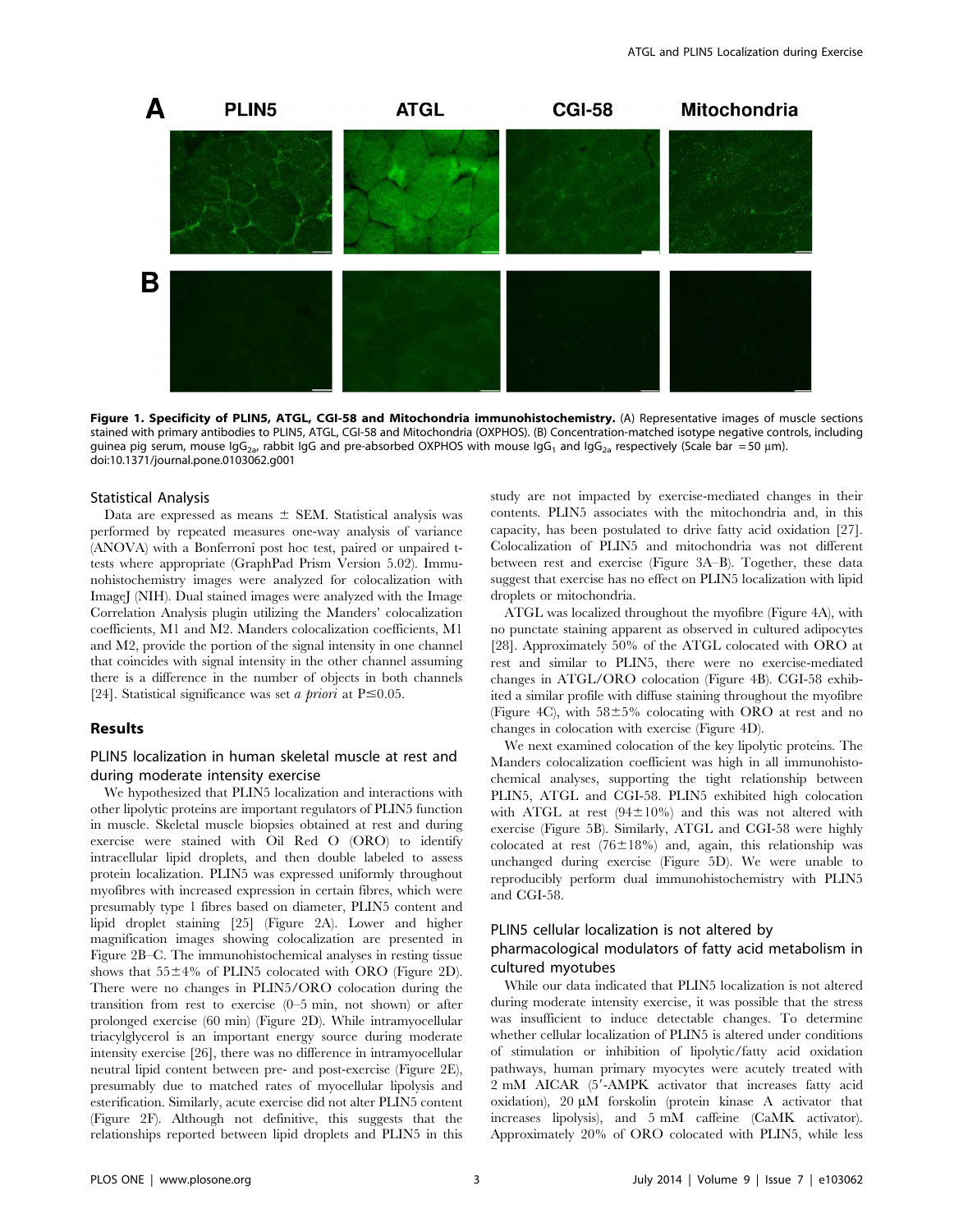**Figure 1. Specificity of PLIN5, ATGL, CGI-58 and Mitochondria immunohistochemistry.** (A) Representative images of muscle sections stained with primary antibodies to PLIN5, ATGL, CGI-58 and Mitochondria (OXPHOS). (B) Concentration-matched isotype negative controls, including guinea pig serum, mouse $IgG_{2a}$, rabbit IgG and pre-absorbed OXPHOS with mouse $IgG_1$ and $IgG_{2a}$ respectively (Scale bar = 50 μm).
doi:10.1371/journal.pone.0103062.g001

### Statistical Analysis

Data are expressed as means ± SEM. Statistical analysis was performed by repeated measures one-way analysis of variance (ANOVA) with a Bonferroni post hoc test, paired or unpaired t-tests where appropriate (GraphPad Prism Version 5.02). Immunohistochemistry images were analyzed for colocalization with ImageJ (NIH). Dual stained images were analyzed with the Image Correlation Analysis plugin utilizing the Manders' colocalization coefficients, M1 and M2. Manders colocalization coefficients, M1 and M2, provide the portion of the signal intensity in one channel that coincides with signal intensity in the other channel assuming there is a difference in the number of objects in both channels [24]. Statistical significance was set *a priori* at $P \leq 0.05$.

## Results

### PLIN5 localization in human skeletal muscle at rest and during moderate intensity exercise

We hypothesized that PLIN5 localization and interactions with other lipolytic proteins are important regulators of PLIN5 function in muscle. Skeletal muscle biopsies obtained at rest and during exercise were stained with Oil Red O (ORO) to identify intracellular lipid droplets, and then double labeled to assess protein localization. PLIN5 was expressed uniformly throughout myofibres with increased expression in certain fibres, which were presumably type 1 fibres based on diameter, PLIN5 content and lipid droplet staining [25] (Figure 2A). Lower and higher magnification images showing colocalization are presented in Figure 2B–C. The immunohistochemical analyses in resting tissue shows that 55±4% of PLIN5 colocated with ORO (Figure 2D). There were no changes in PLIN5/ORO colocation during the transition from rest to exercise (0–5 min, not shown) or after prolonged exercise (60 min) (Figure 2D). While intramyocellular triacylglycerol is an important energy source during moderate intensity exercise [26], there was no difference in intramyocellular neutral lipid content between pre- and post-exercise (Figure 2E), presumably due to matched rates of myocellular lipolysis and esterification. Similarly, acute exercise did not alter PLIN5 content (Figure 2F). Although not definitive, this suggests that the relationships reported between lipid droplets and PLIN5 in this study are not impacted by exercise-mediated changes in their contents. PLIN5 associates with the mitochondria and, in this capacity, has been postulated to drive fatty acid oxidation [27]. Colocalization of PLIN5 and mitochondria was not different between rest and exercise (Figure 3A–B). Together, these data suggest that exercise has no effect on PLIN5 localization with lipid droplets or mitochondria.

ATGL was localized throughout the myofibre (Figure 4A), with no punctate staining apparent as observed in cultured adipocytes [28]. Approximately 50% of the ATGL colocated with ORO at rest and similar to PLIN5, there were no exercise-mediated changes in ATGL/ORO colocation (Figure 4B). CGI-58 exhibited a similar profile with diffuse staining throughout the myofibre (Figure 4C), with 58±5% colocating with ORO at rest and no changes in colocation with exercise (Figure 4D).

We next examined colocation of the key lipolytic proteins. The Manders colocalization coefficient was high in all immunohistochemical analyses, supporting the tight relationship between PLIN5, ATGL and CGI-58. PLIN5 exhibited high colocation with ATGL at rest (94±10%) and this was not altered with exercise (Figure 5B). Similarly, ATGL and CGI-58 were highly colocated at rest (76±18%) and, again, this relationship was unchanged during exercise (Figure 5D). We were unable to reproducibly perform dual immunohistochemistry with PLIN5 and CGI-58.

### PLIN5 cellular localization is not altered by pharmacological modulators of fatty acid metabolism in cultured myotubes

While our data indicated that PLIN5 localization is not altered during moderate intensity exercise, it was possible that the stress was insufficient to induce detectable changes. To determine whether cellular localization of PLIN5 is altered under conditions of stimulation or inhibition of lipolytic/fatty acid oxidation pathways, human primary myocytes were acutely treated with 2 mM AICAR (5′-AMPK activator that increases fatty acid oxidation), 20 μM forskolin (protein kinase A activator that increases lipolysis), and 5 mM caffeine (CaMK activator). Approximately 20% of ORO colocated with PLIN5, while less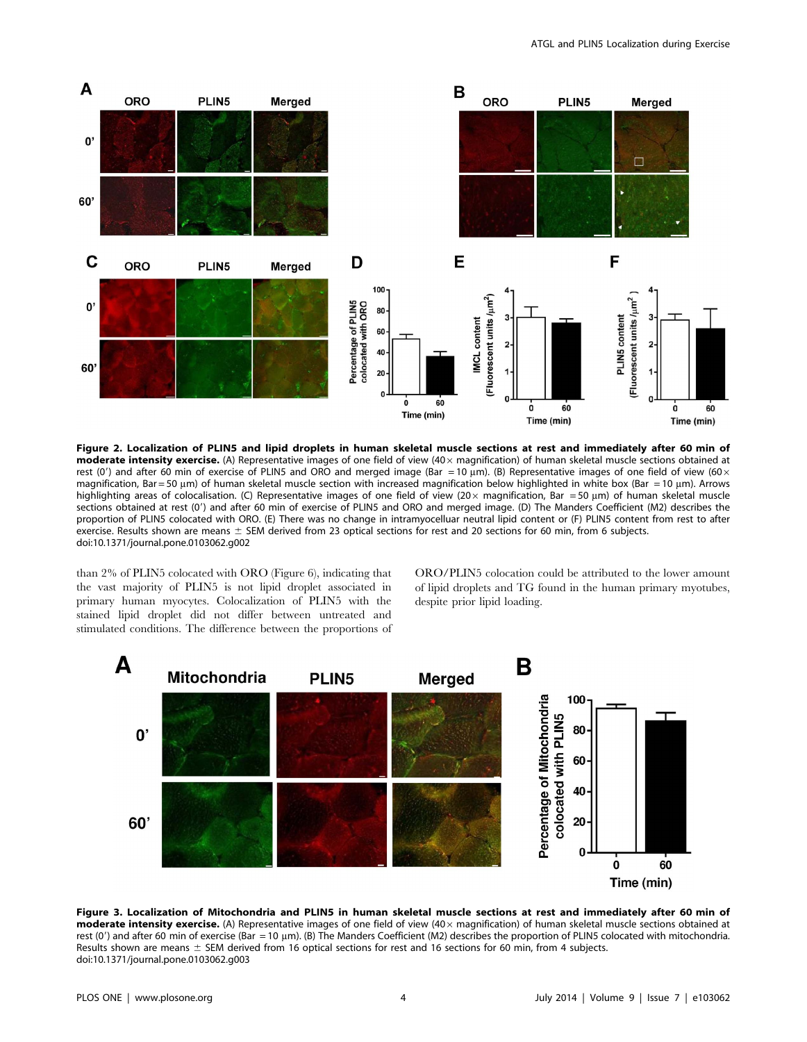**Figure 2. Localization of PLIN5 and lipid droplets in human skeletal muscle sections at rest and immediately after 60 min of moderate intensity exercise.** (A) Representative images of one field of view (40× magnification) of human skeletal muscle sections obtained at rest (0′) and after 60 min of exercise of PLIN5 and ORO and merged image (Bar = 10 µm). (B) Representative images of one field of view (60× magnification, Bar = 50 µm) of human skeletal muscle section with increased magnification below highlighted in white box (Bar = 10 µm). Arrows highlighting areas of colocalisation. (C) Representative images of one field of view (20× magnification, Bar = 50 µm) of human skeletal muscle sections obtained at rest (0′) and after 60 min of exercise of PLIN5 and ORO and merged image. (D) The Manders Coefficient (M2) describes the proportion of PLIN5 colocated with ORO. (E) There was no change in intramyocelluar neutral lipid content or (F) PLIN5 content from rest to after exercise. Results shown are means ± SEM derived from 23 optical sections for rest and 20 sections for 60 min, from 6 subjects.
doi:10.1371/journal.pone.0103062.g002

than 2% of PLIN5 colocated with ORO (Figure 6), indicating that the vast majority of PLIN5 is not lipid droplet associated in primary human myocytes. Colocalization of PLIN5 with the stained lipid droplet did not differ between untreated and stimulated conditions. The difference between the proportions of ORO/PLIN5 colocation could be attributed to the lower amount of lipid droplets and TG found in the human primary myotubes, despite prior lipid loading.

**Figure 3. Localization of Mitochondria and PLIN5 in human skeletal muscle sections at rest and immediately after 60 min of moderate intensity exercise.** (A) Representative images of one field of view (40× magnification) of human skeletal muscle sections obtained at rest (0′) and after 60 min of exercise (Bar = 10 µm). (B) The Manders Coefficient (M2) describes the proportion of PLIN5 colocated with mitochondria. Results shown are means ± SEM derived from 16 optical sections for rest and 16 sections for 60 min, from 4 subjects.
doi:10.1371/journal.pone.0103062.g003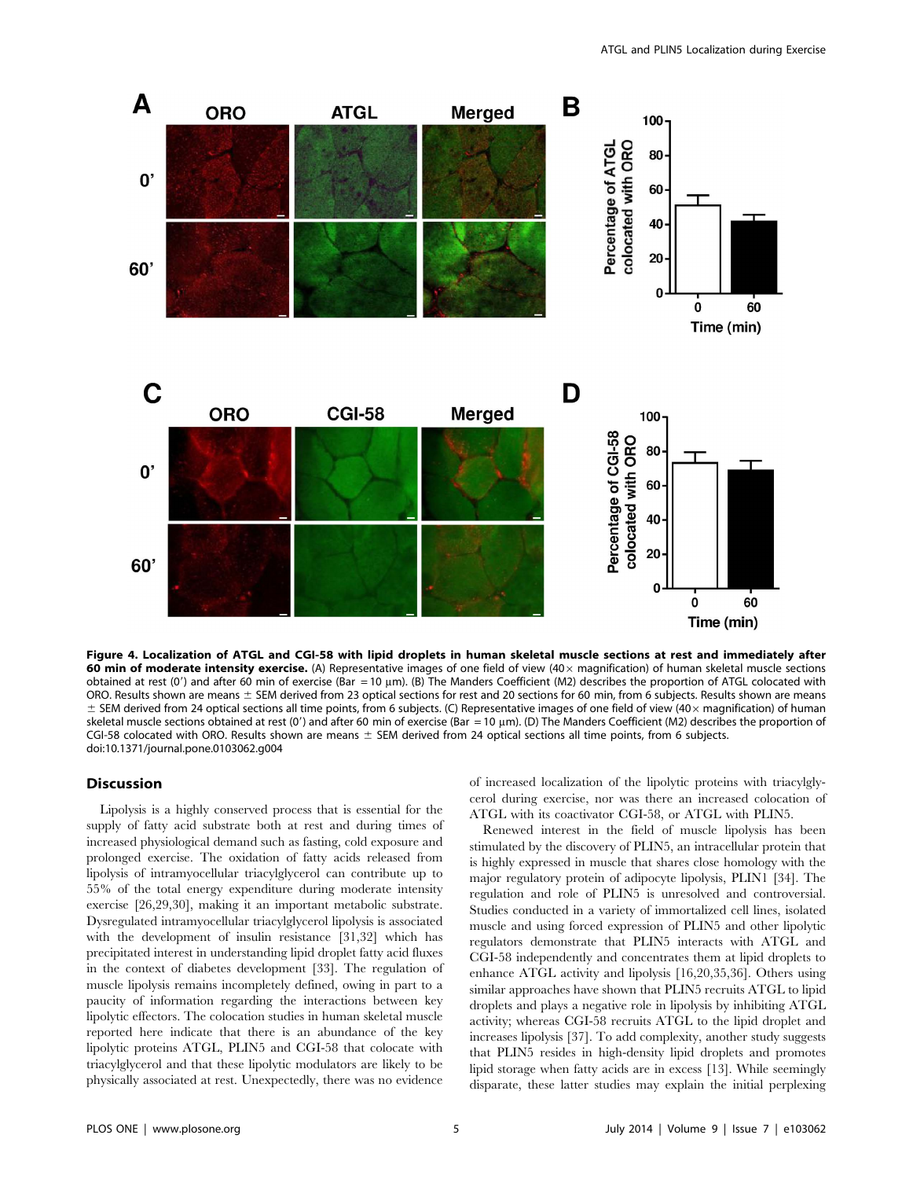**Figure 4. Localization of ATGL and CGI-58 with lipid droplets in human skeletal muscle sections at rest and immediately after 60 min of moderate intensity exercise.** (A) Representative images of one field of view (40× magnification) of human skeletal muscle sections obtained at rest (0′) and after 60 min of exercise (Bar = 10 µm). (B) The Manders Coefficient (M2) describes the proportion of ATGL colocated with ORO. Results shown are means ± SEM derived from 23 optical sections for rest and 20 sections for 60 min, from 6 subjects. Results shown are means ± SEM derived from 24 optical sections all time points, from 6 subjects. (C) Representative images of one field of view (40× magnification) of human skeletal muscle sections obtained at rest (0′) and after 60 min of exercise (Bar = 10 µm). (D) The Manders Coefficient (M2) describes the proportion of CGI-58 colocated with ORO. Results shown are means ± SEM derived from 24 optical sections all time points, from 6 subjects.
doi:10.1371/journal.pone.0103062.g004

## Discussion

Lipolysis is a highly conserved process that is essential for the supply of fatty acid substrate both at rest and during times of increased physiological demand such as fasting, cold exposure and prolonged exercise. The oxidation of fatty acids released from lipolysis of intramyocellular triacylglycerol can contribute up to 55% of the total energy expenditure during moderate intensity exercise [26,29,30], making it an important metabolic substrate. Dysregulated intramyocellular triacylglycerol lipolysis is associated with the development of insulin resistance [31,32] which has precipitated interest in understanding lipid droplet fatty acid fluxes in the context of diabetes development [33]. The regulation of muscle lipolysis remains incompletely defined, owing in part to a paucity of information regarding the interactions between key lipolytic effectors. The colocation studies in human skeletal muscle reported here indicate that there is an abundance of the key lipolytic proteins ATGL, PLIN5 and CGI-58 that colocate with triacylglycerol and that these lipolytic modulators are likely to be physically associated at rest. Unexpectedly, there was no evidence of increased localization of the lipolytic proteins with triacylglycerol during exercise, nor was there an increased colocation of ATGL with its coactivator CGI-58, or ATGL with PLIN5.

Renewed interest in the field of muscle lipolysis has been stimulated by the discovery of PLIN5, an intracellular protein that is highly expressed in muscle that shares close homology with the major regulatory protein of adipocyte lipolysis, PLIN1 [34]. The regulation and role of PLIN5 is unresolved and controversial. Studies conducted in a variety of immortalized cell lines, isolated muscle and using forced expression of PLIN5 and other lipolytic regulators demonstrate that PLIN5 interacts with ATGL and CGI-58 independently and concentrates them at lipid droplets to enhance ATGL activity and lipolysis [16,20,35,36]. Others using similar approaches have shown that PLIN5 recruits ATGL to lipid droplets and plays a negative role in lipolysis by inhibiting ATGL activity; whereas CGI-58 recruits ATGL to the lipid droplet and increases lipolysis [37]. To add complexity, another study suggests that PLIN5 resides in high-density lipid droplets and promotes lipid storage when fatty acids are in excess [13]. While seemingly disparate, these latter studies may explain the initial perplexing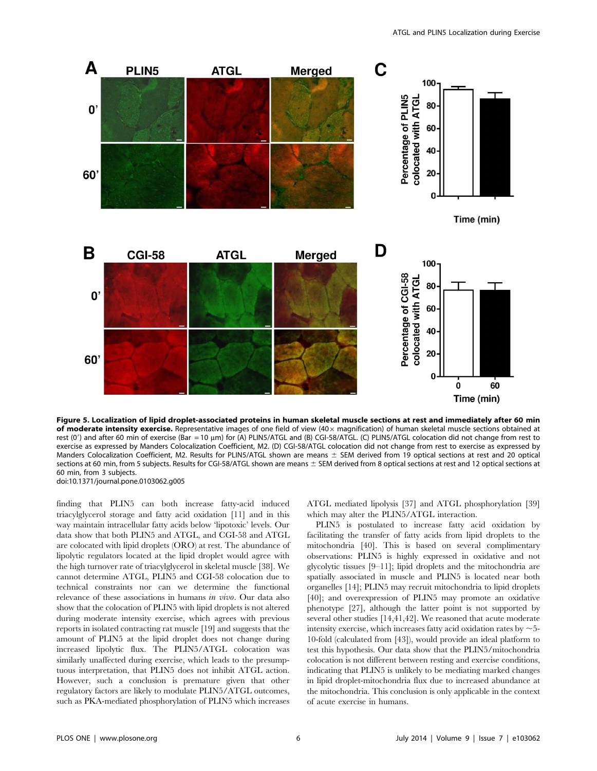**Figure 5. Localization of lipid droplet-associated proteins in human skeletal muscle sections at rest and immediately after 60 min of moderate intensity exercise.** Representative images of one field of view (40× magnification) of human skeletal muscle sections obtained at rest (0′) and after 60 min of exercise (Bar = 10 µm) for (A) PLIN5/ATGL and (B) CGI-58/ATGL. (C) PLIN5/ATGL colocation did not change from rest to exercise as expressed by Manders Colocalization Coefficient, M2. (D) CGI-58/ATGL colocation did not change from rest to exercise as expressed by Manders Colocalization Coefficient, M2. Results for PLIN5/ATGL shown are means ± SEM derived from 19 optical sections at rest and 20 optical sections at 60 min, from 5 subjects. Results for CGI-58/ATGL shown are means ± SEM derived from 8 optical sections at rest and 12 optical sections at 60 min, from 3 subjects.
doi:10.1371/journal.pone.0103062.g005

finding that PLIN5 can both increase fatty-acid induced triacylglycerol storage and fatty acid oxidation [11] and in this way maintain intracellular fatty acids below 'lipotoxic' levels. Our data show that both PLIN5 and ATGL, and CGI-58 and ATGL are colocated with lipid droplets (ORO) at rest. The abundance of lipolytic regulators located at the lipid droplet would agree with the high turnover rate of triacylglycerol in skeletal muscle [38]. We cannot determine ATGL, PLIN5 and CGI-58 colocation due to technical constraints nor can we determine the functional relevance of these associations in humans *in vivo*. Our data also show that the colocation of PLIN5 with lipid droplets is not altered during moderate intensity exercise, which agrees with previous reports in isolated contracting rat muscle [19] and suggests that the amount of PLIN5 at the lipid droplet does not change during increased lipolytic flux. The PLIN5/ATGL colocation was similarly unaffected during exercise, which leads to the presumptuous interpretation, that PLIN5 does not inhibit ATGL action. However, such a conclusion is premature given that other regulatory factors are likely to modulate PLIN5/ATGL outcomes, such as PKA-mediated phosphorylation of PLIN5 which increases ATGL mediated lipolysis [37] and ATGL phosphorylation [39] which may alter the PLIN5/ATGL interaction.

PLIN5 is postulated to increase fatty acid oxidation by facilitating the transfer of fatty acids from lipid droplets to the mitochondria [40]. This is based on several complimentary observations: PLIN5 is highly expressed in oxidative and not glycolytic tissues [9–11]; lipid droplets and the mitochondria are spatially associated in muscle and PLIN5 is located near both organelles [14]; PLIN5 may recruit mitochondria to lipid droplets [40]; and overexpression of PLIN5 may promote an oxidative phenotype [27], although the latter point is not supported by several other studies [14,41,42]. We reasoned that acute moderate intensity exercise, which increases fatty acid oxidation rates by ~5-10-fold (calculated from [43]), would provide an ideal platform to test this hypothesis. Our data show that the PLIN5/mitochondria colocation is not different between resting and exercise conditions, indicating that PLIN5 is unlikely to be mediating marked changes in lipid droplet-mitochondria flux due to increased abundance at the mitochondria. This conclusion is only applicable in the context of acute exercise in humans.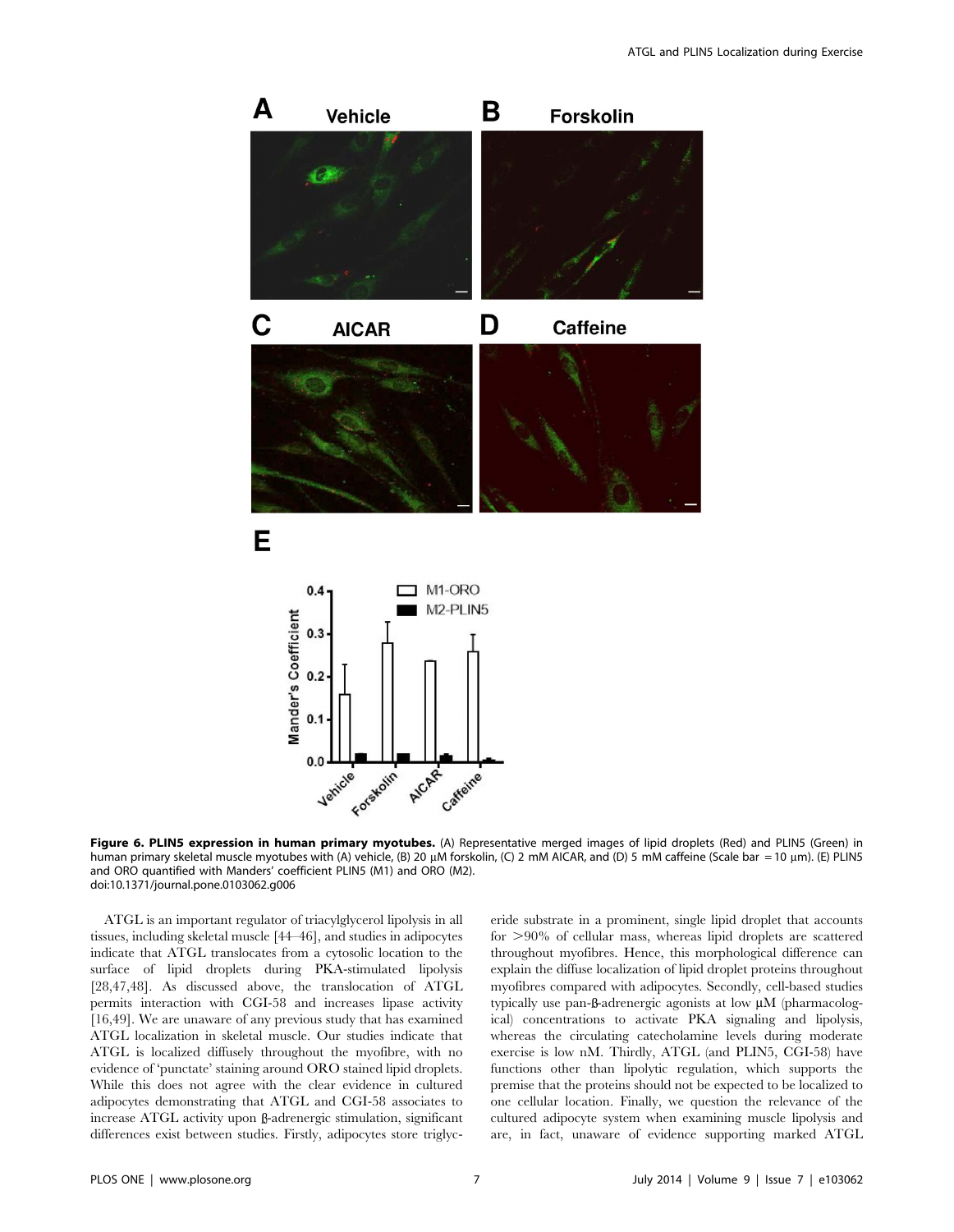**Figure 6. PLIN5 expression in human primary myotubes.** (A) Representative merged images of lipid droplets (Red) and PLIN5 (Green) in human primary skeletal muscle myotubes with (A) vehicle, (B) 20 μM forskolin, (C) 2 mM AICAR, and (D) 5 mM caffeine (Scale bar = 10 μm). (E) PLIN5 and ORO quantified with Manders' coefficient PLIN5 (M1) and ORO (M2).
doi:10.1371/journal.pone.0103062.g006

ATGL is an important regulator of triacylglycerol lipolysis in all tissues, including skeletal muscle [44–46], and studies in adipocytes indicate that ATGL translocates from a cytosolic location to the surface of lipid droplets during PKA-stimulated lipolysis [28,47,48]. As discussed above, the translocation of ATGL permits interaction with CGI-58 and increases lipase activity [16,49]. We are unaware of any previous study that has examined ATGL localization in skeletal muscle. Our studies indicate that ATGL is localized diffusely throughout the myofibre, with no evidence of 'punctate' staining around ORO stained lipid droplets. While this does not agree with the clear evidence in cultured adipocytes demonstrating that ATGL and CGI-58 associates to increase ATGL activity upon ß-adrenergic stimulation, significant differences exist between studies. Firstly, adipocytes store triglyceride substrate in a prominent, single lipid droplet that accounts for >90% of cellular mass, whereas lipid droplets are scattered throughout myofibres. Hence, this morphological difference can explain the diffuse localization of lipid droplet proteins throughout myofibres compared with adipocytes. Secondly, cell-based studies typically use pan-ß-adrenergic agonists at low μM (pharmacological) concentrations to activate PKA signaling and lipolysis, whereas the circulating catecholamine levels during moderate exercise is low nM. Thirdly, ATGL (and PLIN5, CGI-58) have functions other than lipolytic regulation, which supports the premise that the proteins should not be expected to be localized to one cellular location. Finally, we question the relevance of the cultured adipocyte system when examining muscle lipolysis and are, in fact, unaware of evidence supporting marked ATGL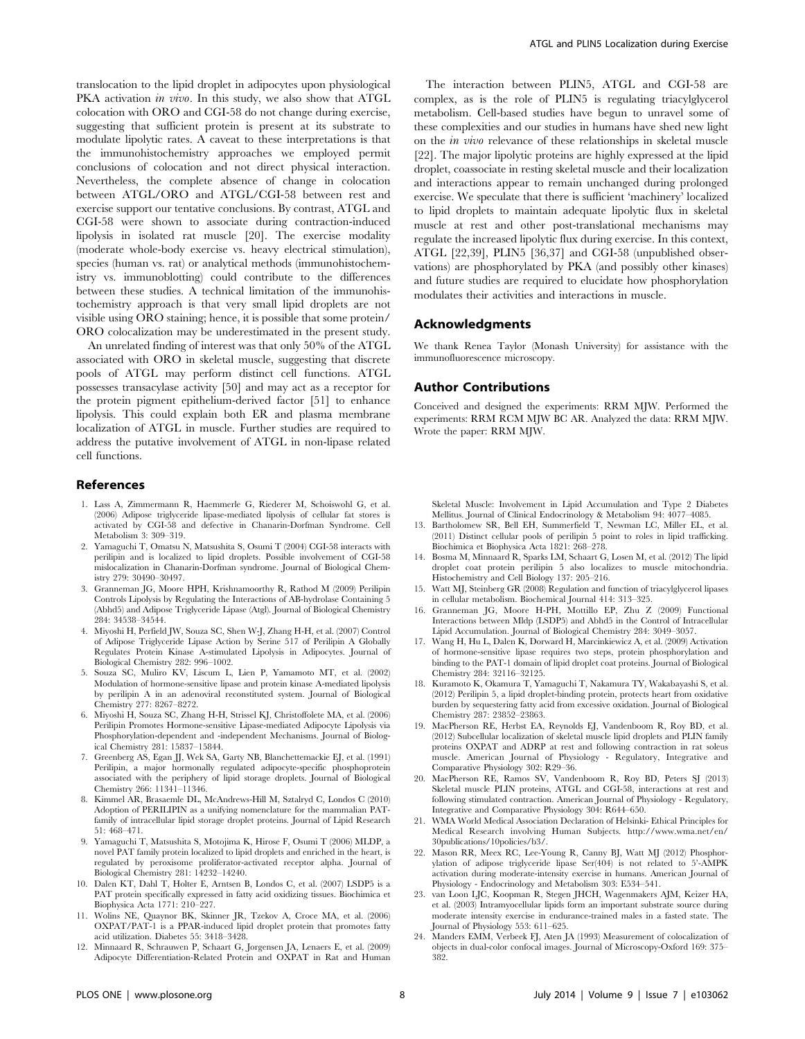translocation to the lipid droplet in adipocytes upon physiological PKA activation *in vivo*. In this study, we also show that ATGL colocation with ORO and CGI-58 do not change during exercise, suggesting that sufficient protein is present at its substrate to modulate lipolytic rates. A caveat to these interpretations is that the immunohistochemistry approaches we employed permit conclusions of colocation and not direct physical interaction. Nevertheless, the complete absence of change in colocation between ATGL/ORO and ATGL/CGI-58 between rest and exercise support our tentative conclusions. By contrast, ATGL and CGI-58 were shown to associate during contraction-induced lipolysis in isolated rat muscle [20]. The exercise modality (moderate whole-body exercise vs. heavy electrical stimulation), species (human vs. rat) or analytical methods (immunohistochemistry vs. immunoblotting) could contribute to the differences between these studies. A technical limitation of the immunohistochemistry approach is that very small lipid droplets are not visible using ORO staining; hence, it is possible that some protein/ORO colocalization may be underestimated in the present study.

An unrelated finding of interest was that only 50% of the ATGL associated with ORO in skeletal muscle, suggesting that discrete pools of ATGL may perform distinct cell functions. ATGL possesses transacylase activity [50] and may act as a receptor for the protein pigment epithelium-derived factor [51] to enhance lipolysis. This could explain both ER and plasma membrane localization of ATGL in muscle. Further studies are required to address the putative involvement of ATGL in non-lipase related cell functions.

The interaction between PLIN5, ATGL and CGI-58 are complex, as is the role of PLIN5 is regulating triacylglycerol metabolism. Cell-based studies have begun to unravel some of these complexities and our studies in humans have shed new light on the *in vivo* relevance of these relationships in skeletal muscle [22]. The major lipolytic proteins are highly expressed at the lipid droplet, coassociate in resting skeletal muscle and their localization and interactions appear to remain unchanged during prolonged exercise. We speculate that there is sufficient 'machinery' localized to lipid droplets to maintain adequate lipolytic flux in skeletal muscle at rest and other post-translational mechanisms may regulate the increased lipolytic flux during exercise. In this context, ATGL [22,39], PLIN5 [36,37] and CGI-58 (unpublished observations) are phosphorylated by PKA (and possibly other kinases) and future studies are required to elucidate how phosphorylation modulates their activities and interactions in muscle.

## Acknowledgments

We thank Renea Taylor (Monash University) for assistance with the immunofluorescence microscopy.

## Author Contributions

Conceived and designed the experiments: RRM MJW. Performed the experiments: RRM RCM MJW BC AR. Analyzed the data: RRM MJW. Wrote the paper: RRM MJW.

## References

1. Lass A, Zimmermann R, Haemmerle G, Riederer M, Schoiswohl G, et al. (2006) Adipose triglyceride lipase-mediated lipolysis of cellular fat stores is activated by CGI-58 and defective in Chanarin-Dorfman Syndrome. Cell Metabolism 3: 309–319.
2. Yamaguchi T, Omatsu N, Matsushita S, Osumi T (2004) CGI-58 interacts with perilipin and is localized to lipid droplets. Possible involvement of CGI-58 mislocalization in Chanarin-Dorfman syndrome. Journal of Biological Chemistry 279: 30490–30497.
3. Granneman JG, Moore HPH, Krishnamoorthy R, Rathod M (2009) Perilipin Controls Lipolysis by Regulating the Interactions of AB-hydrolase Containing 5 (Abhd5) and Adipose Triglyceride Lipase (Atgl). Journal of Biological Chemistry 284: 34538–34544.
4. Miyoshi H, Perfield JW, Souza SC, Shen W-J, Zhang H-H, et al. (2007) Control of Adipose Triglyceride Lipase Action by Serine 517 of Perilipin A Globally Regulates Protein Kinase A-stimulated Lipolysis in Adipocytes. Journal of Biological Chemistry 282: 996–1002.
5. Souza SC, Muliro KV, Liscum L, Lien P, Yamamoto MT, et al. (2002) Modulation of hormone-sensitive lipase and protein kinase A-mediated lipolysis by perilipin A in an adenoviral reconstituted system. Journal of Biological Chemistry 277: 8267–8272.
6. Miyoshi H, Souza SC, Zhang H-H, Strissel KJ, Christoffolete MA, et al. (2006) Perilipin Promotes Hormone-sensitive Lipase-mediated Adipocyte Lipolysis via Phosphorylation-dependent and -independent Mechanisms. Journal of Biological Chemistry 281: 15837–15844.
7. Greenberg AS, Egan JJ, Wek SA, Garty NB, Blanchettemackie EJ, et al. (1991) Perilipin, a major hormonally regulated adipocyte-specific phosphoprotein associated with the periphery of lipid storage droplets. Journal of Biological Chemistry 266: 11341–11346.
8. Kimmel AR, Brasaemle DL, McAndrews-Hill M, Sztalryd C, Londos C (2010) Adoption of PERILIPIN as a unifying nomenclature for the mammalian PAT-family of intracellular lipid storage droplet proteins. Journal of Lipid Research 51: 468–471.
9. Yamaguchi T, Matsushita S, Motojima K, Hirose F, Osumi T (2006) MLDP, a novel PAT family protein localized to lipid droplets and enriched in the heart, is regulated by peroxisome proliferator-activated receptor alpha. Journal of Biological Chemistry 281: 14232–14240.
10. Dalen KT, Dahl T, Holter E, Arntsen B, Londos C, et al. (2007) LSDP5 is a PAT protein specifically expressed in fatty acid oxidizing tissues. Biochimica et Biophysica Acta 1771: 210–227.
11. Wolins NE, Quaynor BK, Skinner JR, Tzekov A, Croce MA, et al. (2006) OXPAT/PAT-1 is a PPAR-induced lipid droplet protein that promotes fatty acid utilization. Diabetes 55: 3418–3428.
12. Minnaard R, Schrauwen P, Schaart G, Jorgensen JA, Lenaers E, et al. (2009) Adipocyte Differentiation-Related Protein and OXPAT in Rat and Human Skeletal Muscle: Involvement in Lipid Accumulation and Type 2 Diabetes Mellitus. Journal of Clinical Endocrinology & Metabolism 94: 4077–4085.
13. Bartholomew SR, Bell EH, Summerfield T, Newman LC, Miller EL, et al. (2011) Distinct cellular pools of perilipin 5 point to roles in lipid trafficking. Biochimica et Biophysica Acta 1821: 268–278.
14. Bosma M, Minnaard R, Sparks LM, Schaart G, Losen M, et al. (2012) The lipid droplet coat protein perilipin 5 also localizes to muscle mitochondria. Histochemistry and Cell Biology 137: 205–216.
15. Watt MJ, Steinberg GR (2008) Regulation and function of triacylglycerol lipases in cellular metabolism. Biochemical Journal 414: 313–325.
16. Granneman JG, Moore H-PH, Mottillo EP, Zhu Z (2009) Functional Interactions between Mldp (LSDP5) and Abhd5 in the Control of Intracellular Lipid Accumulation. Journal of Biological Chemistry 284: 3049–3057.
17. Wang H, Hu L, Dalen K, Dorward H, Marcinkiewicz A, et al. (2009) Activation of hormone-sensitive lipase requires two steps, protein phosphorylation and binding to the PAT-1 domain of lipid droplet coat proteins. Journal of Biological Chemistry 284: 32116–32125.
18. Kuramoto K, Okamura T, Yamaguchi T, Nakamura TY, Wakabayashi S, et al. (2012) Perilipin 5, a lipid droplet-binding protein, protects heart from oxidative burden by sequestering fatty acid from excessive oxidation. Journal of Biological Chemistry 287: 23852–23863.
19. MacPherson RE, Herbst EA, Reynolds EJ, Vandenboom R, Roy BD, et al. (2012) Subcellular localization of skeletal muscle lipid droplets and PLIN family proteins OXPAT and ADRP at rest and following contraction in rat soleus muscle. American Journal of Physiology - Regulatory, Integrative and Comparative Physiology 302: R29–36.
20. MacPherson RE, Ramos SV, Vandenboom R, Roy BD, Peters SJ (2013) Skeletal muscle PLIN proteins, ATGL and CGI-58, interactions at rest and following stimulated contraction. American Journal of Physiology - Regulatory, Integrative and Comparative Physiology 304: R644–650.
21. WMA World Medical Association Declaration of Helsinki- Ethical Principles for Medical Research involving Human Subjects. http://www.wma.net/en/30publications/10policies/b3/.
22. Mason RR, Meex RC, Lee-Young R, Canny BJ, Watt MJ (2012) Phosphorylation of adipose triglyceride lipase Ser(404) is not related to 5'-AMPK activation during moderate-intensity exercise in humans. American Journal of Physiology - Endocrinology and Metabolism 303: E534–541.
23. van Loon LJC, Koopman R, Stegen JHCH, Wagenmakers AJM, Keizer HA, et al. (2003) Intramyocellular lipids form an important substrate source during moderate intensity exercise in endurance-trained males in a fasted state. The Journal of Physiology 553: 611–625.
24. Manders EMM, Verbeek FJ, Aten JA (1993) Measurement of colocalization of objects in dual-color confocal images. Journal of Microscopy-Oxford 169: 375–382.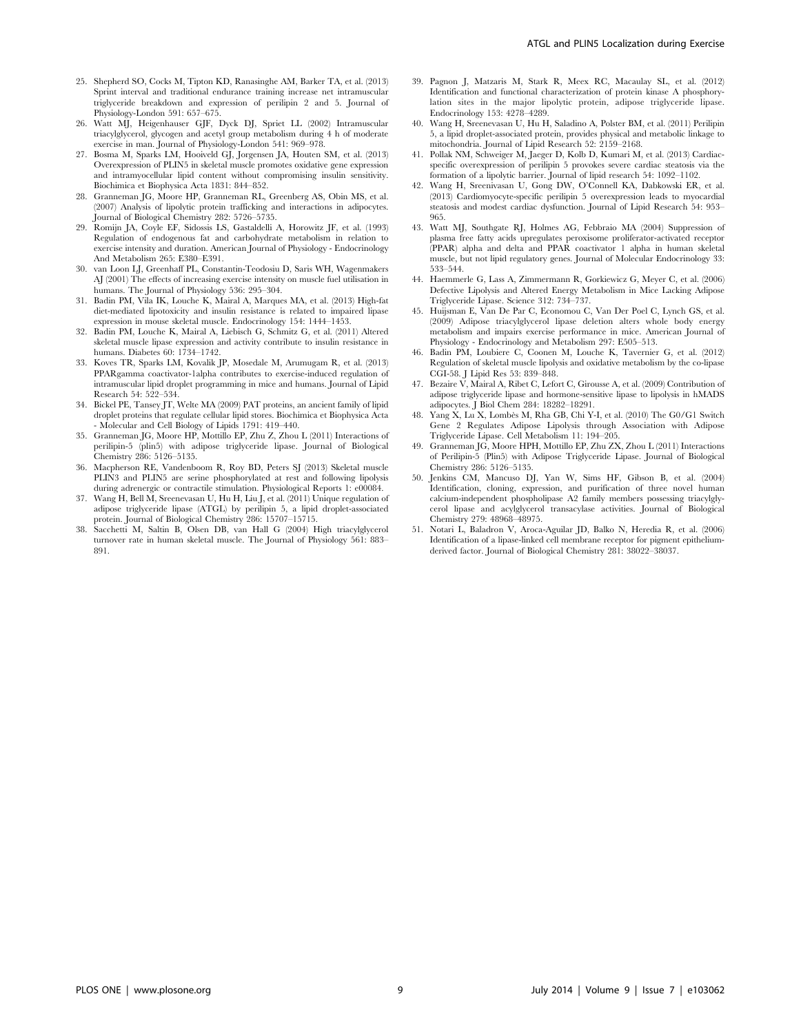25. Shepherd SO, Cocks M, Tipton KD, Ranasinghe AM, Barker TA, et al. (2013) Sprint interval and traditional endurance training increase net intramuscular triglyceride breakdown and expression of perilipin 2 and 5. Journal of Physiology-London 591: 657–675.
26. Watt MJ, Heigenhauser GJF, Dyck DJ, Spriet LL (2002) Intramuscular triacylglycerol, glycogen and acetyl group metabolism during 4 h of moderate exercise in man. Journal of Physiology-London 541: 969–978.
27. Bosma M, Sparks LM, Hooiveld GJ, Jorgensen JA, Houten SM, et al. (2013) Overexpression of PLIN5 in skeletal muscle promotes oxidative gene expression and intramyocellular lipid content without compromising insulin sensitivity. Biochimica et Biophysica Acta 1831: 844–852.
28. Granneman JG, Moore HP, Granneman RL, Greenberg AS, Obin MS, et al. (2007) Analysis of lipolytic protein trafficking and interactions in adipocytes. Journal of Biological Chemistry 282: 5726–5735.
29. Romijn JA, Coyle EF, Sidossis LS, Gastaldelli A, Horowitz JF, et al. (1993) Regulation of endogenous fat and carbohydrate metabolism in relation to exercise intensity and duration. American Journal of Physiology - Endocrinology And Metabolism 265: E380–E391.
30. van Loon LJ, Greenhaff PL, Constantin-Teodosiu D, Saris WH, Wagenmakers AJ (2001) The effects of increasing exercise intensity on muscle fuel utilisation in humans. The Journal of Physiology 536: 295–304.
31. Badin PM, Vila IK, Louche K, Mairal A, Marques MA, et al. (2013) High-fat diet-mediated lipotoxicity and insulin resistance is related to impaired lipase expression in mouse skeletal muscle. Endocrinology 154: 1444–1453.
32. Badin PM, Louche K, Mairal A, Liebisch G, Schmitz G, et al. (2011) Altered skeletal muscle lipase expression and activity contribute to insulin resistance in humans. Diabetes 60: 1734–1742.
33. Koves TR, Sparks LM, Kovalik JP, Mosedale M, Arumugam R, et al. (2013) PPARgamma coactivator-1alpha contributes to exercise-induced regulation of intramuscular lipid droplet programming in mice and humans. Journal of Lipid Research 54: 522–534.
34. Bickel PE, Tansey JT, Welte MA (2009) PAT proteins, an ancient family of lipid droplet proteins that regulate cellular lipid stores. Biochimica et Biophysica Acta - Molecular and Cell Biology of Lipids 1791: 419–440.
35. Granneman JG, Moore HP, Mottillo EP, Zhu Z, Zhou L (2011) Interactions of perilipin-5 (plin5) with adipose triglyceride lipase. Journal of Biological Chemistry 286: 5126–5135.
36. Macpherson RE, Vandenboom R, Roy BD, Peters SJ (2013) Skeletal muscle PLIN3 and PLIN5 are serine phosphorylated at rest and following lipolysis during adrenergic or contractile stimulation. Physiological Reports 1: e00084.
37. Wang H, Bell M, Sreenevasan U, Hu H, Liu J, et al. (2011) Unique regulation of adipose triglyceride lipase (ATGL) by perilipin 5, a lipid droplet-associated protein. Journal of Biological Chemistry 286: 15707–15715.
38. Sacchetti M, Saltin B, Olsen DB, van Hall G (2004) High triacylglycerol turnover rate in human skeletal muscle. The Journal of Physiology 561: 883–891.
39. Pagnon J, Matzaris M, Stark R, Meex RC, Macaulay SL, et al. (2012) Identification and functional characterization of protein kinase A phosphorylation sites in the major lipolytic protein, adipose triglyceride lipase. Endocrinology 153: 4278–4289.
40. Wang H, Sreenevasan U, Hu H, Saladino A, Polster BM, et al. (2011) Perilipin 5, a lipid droplet-associated protein, provides physical and metabolic linkage to mitochondria. Journal of Lipid Research 52: 2159–2168.
41. Pollak NM, Schweiger M, Jaeger D, Kolb D, Kumari M, et al. (2013) Cardiac-specific overexpression of perilipin 5 provokes severe cardiac steatosis via the formation of a lipolytic barrier. Journal of lipid research 54: 1092–1102.
42. Wang H, Sreenivasan U, Gong DW, O'Connell KA, Dabkowski ER, et al. (2013) Cardiomyocyte-specific perilipin 5 overexpression leads to myocardial steatosis and modest cardiac dysfunction. Journal of Lipid Research 54: 953–965.
43. Watt MJ, Southgate RJ, Holmes AG, Febbraio MA (2004) Suppression of plasma free fatty acids upregulates peroxisome proliferator-activated receptor (PPAR) alpha and delta and PPAR coactivator 1 alpha in human skeletal muscle, but not lipid regulatory genes. Journal of Molecular Endocrinology 33: 533–544.
44. Haemmerle G, Lass A, Zimmermann R, Gorkiewicz G, Meyer C, et al. (2006) Defective Lipolysis and Altered Energy Metabolism in Mice Lacking Adipose Triglyceride Lipase. Science 312: 734–737.
45. Huijsman E, Van De Par C, Economou C, Van Der Poel C, Lynch GS, et al. (2009) Adipose triacylglycerol lipase deletion alters whole body energy metabolism and impairs exercise performance in mice. American Journal of Physiology - Endocrinology and Metabolism 297: E505–513.
46. Badin PM, Loubiere C, Coonen M, Louche K, Tavernier G, et al. (2012) Regulation of skeletal muscle lipolysis and oxidative metabolism by the co-lipase CGI-58. J Lipid Res 53: 839–848.
47. Bezaire V, Mairal A, Ribet C, Lefort C, Girousse A, et al. (2009) Contribution of adipose triglyceride lipase and hormone-sensitive lipase to lipolysis in hMADS adipocytes. J Biol Chem 284: 18282–18291.
48. Yang X, Lu X, Lombès M, Rha GB, Chi Y-I, et al. (2010) The G0/G1 Switch Gene 2 Regulates Adipose Lipolysis through Association with Adipose Triglyceride Lipase. Cell Metabolism 11: 194–205.
49. Granneman JG, Moore HPH, Mottillo EP, Zhu ZX, Zhou L (2011) Interactions of Perilipin-5 (Plin5) with Adipose Triglyceride Lipase. Journal of Biological Chemistry 286: 5126–5135.
50. Jenkins CM, Mancuso DJ, Yan W, Sims HF, Gibson B, et al. (2004) Identification, cloning, expression, and purification of three novel human calcium-independent phospholipase A2 family members possessing triacylglycerol lipase and acylglycerol transacylase activities. Journal of Biological Chemistry 279: 48968–48975.
51. Notari L, Baladron V, Aroca-Aguilar JD, Balko N, Heredia R, et al. (2006) Identification of a lipase-linked cell membrane receptor for pigment epithelium-derived factor. Journal of Biological Chemistry 281: 38022–38037.